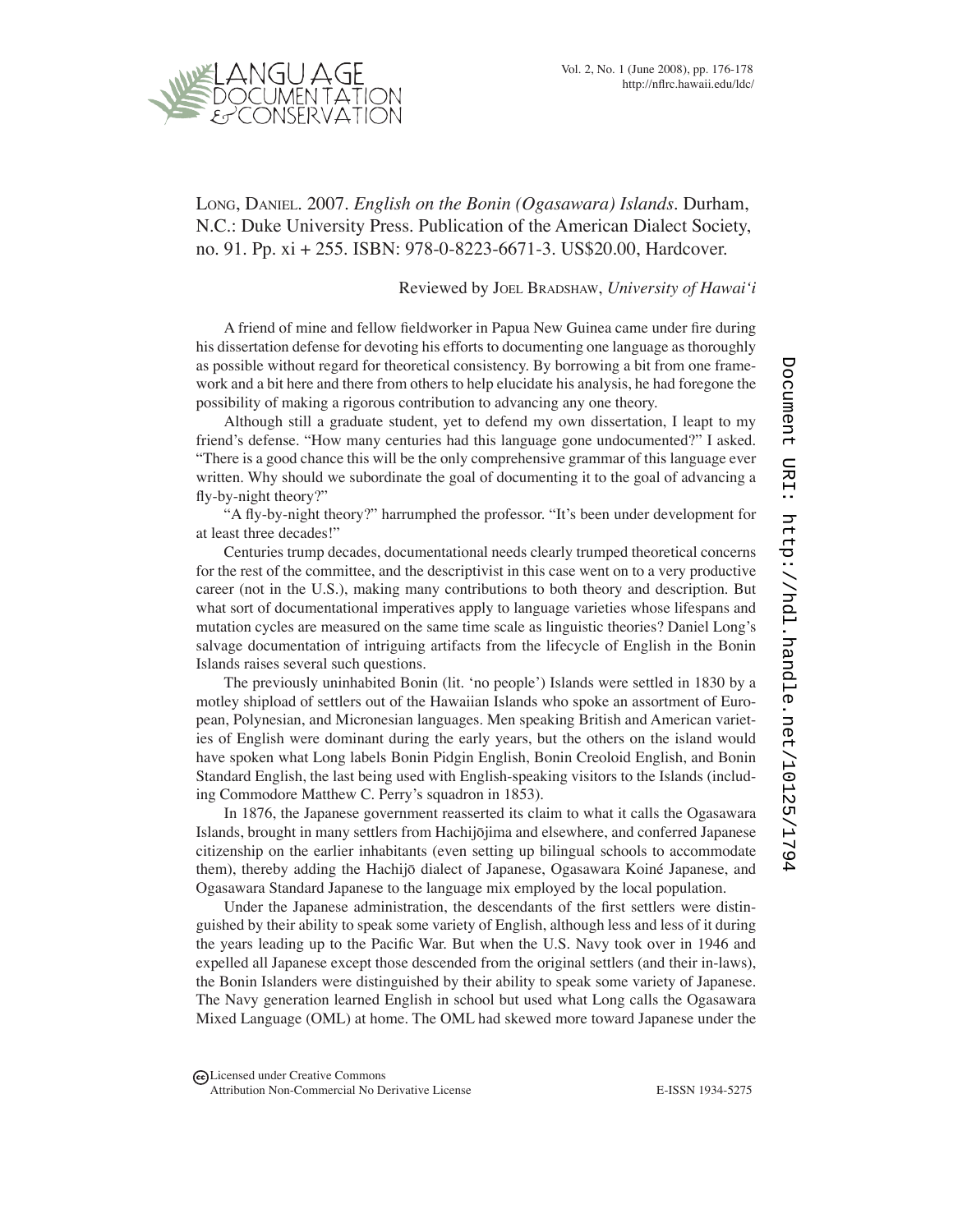Long, Daniel. 2007. *English on the Bonin (Ogasawara) Islands*. Durham, N.C.: Duke University Press. Publication of the American Dialect Society, no. 91. Pp. xi + 255. ISBN: 978-0-8223-6671-3. US$20.00, Hardcover.

Reviewed by Joel Bradshaw, *University of Hawai'i*

A friend of mine and fellow fieldworker in Papua New Guinea came under fire during his dissertation defense for devoting his efforts to documenting one language as thoroughly as possible without regard for theoretical consistency. By borrowing a bit from one framework and a bit here and there from others to help elucidate his analysis, he had foregone the possibility of making a rigorous contribution to advancing any one theory.

Although still a graduate student, yet to defend my own dissertation, I leapt to my friend's defense. "How many centuries had this language gone undocumented?" I asked. "There is a good chance this will be the only comprehensive grammar of this language ever written. Why should we subordinate the goal of documenting it to the goal of advancing a fly-by-night theory?"

"A fly-by-night theory?" harrumphed the professor. "It's been under development for at least three decades!"

Centuries trump decades, documentational needs clearly trumped theoretical concerns for the rest of the committee, and the descriptivist in this case went on to a very productive career (not in the U.S.), making many contributions to both theory and description. But what sort of documentational imperatives apply to language varieties whose lifespans and mutation cycles are measured on the same time scale as linguistic theories? Daniel Long's salvage documentation of intriguing artifacts from the lifecycle of English in the Bonin Islands raises several such questions.

The previously uninhabited Bonin (lit. 'no people') Islands were settled in 1830 by a motley shipload of settlers out of the Hawaiian Islands who spoke an assortment of European, Polynesian, and Micronesian languages. Men speaking British and American varieties of English were dominant during the early years, but the others on the island would have spoken what Long labels Bonin Pidgin English, Bonin Creoloid English, and Bonin Standard English, the last being used with English-speaking visitors to the Islands (including Commodore Matthew C. Perry's squadron in 1853).

In 1876, the Japanese government reasserted its claim to what it calls the Ogasawara Islands, brought in many settlers from Hachijōjima and elsewhere, and conferred Japanese citizenship on the earlier inhabitants (even setting up bilingual schools to accommodate them), thereby adding the Hachijō dialect of Japanese, Ogasawara Koiné Japanese, and Ogasawara Standard Japanese to the language mix employed by the local population.

Under the Japanese administration, the descendants of the first settlers were distinguished by their ability to speak some variety of English, although less and less of it during the years leading up to the Pacific War. But when the U.S. Navy took over in 1946 and expelled all Japanese except those descended from the original settlers (and their in-laws), the Bonin Islanders were distinguished by their ability to speak some variety of Japanese. The Navy generation learned English in school but used what Long calls the Ogasawara Mixed Language (OML) at home. The OML had skewed more toward Japanese under the

Licensed under Creative Commons Attribution Non-Commercial No Derivative License

E-ISSN 1934-5275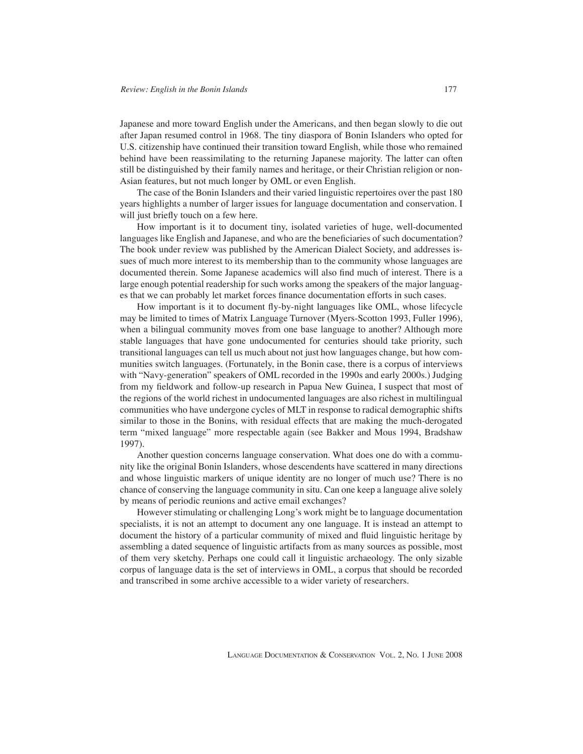Japanese and more toward English under the Americans, and then began slowly to die out after Japan resumed control in 1968. The tiny diaspora of Bonin Islanders who opted for U.S. citizenship have continued their transition toward English, while those who remained behind have been reassimilating to the returning Japanese majority. The latter can often still be distinguished by their family names and heritage, or their Christian religion or non-Asian features, but not much longer by OML or even English.

The case of the Bonin Islanders and their varied linguistic repertoires over the past 180 years highlights a number of larger issues for language documentation and conservation. I will just briefly touch on a few here.

How important is it to document tiny, isolated varieties of huge, well-documented languages like English and Japanese, and who are the beneficiaries of such documentation? The book under review was published by the American Dialect Society, and addresses issues of much more interest to its membership than to the community whose languages are documented therein. Some Japanese academics will also find much of interest. There is a large enough potential readership for such works among the speakers of the major languages that we can probably let market forces finance documentation efforts in such cases.

How important is it to document fly-by-night languages like OML, whose lifecycle may be limited to times of Matrix Language Turnover (Myers-Scotton 1993, Fuller 1996), when a bilingual community moves from one base language to another? Although more stable languages that have gone undocumented for centuries should take priority, such transitional languages can tell us much about not just how languages change, but how communities switch languages. (Fortunately, in the Bonin case, there is a corpus of interviews with "Navy-generation" speakers of OML recorded in the 1990s and early 2000s.) Judging from my fieldwork and follow-up research in Papua New Guinea, I suspect that most of the regions of the world richest in undocumented languages are also richest in multilingual communities who have undergone cycles of MLT in response to radical demographic shifts similar to those in the Bonins, with residual effects that are making the much-derogated term "mixed language" more respectable again (see Bakker and Mous 1994, Bradshaw 1997).

Another question concerns language conservation. What does one do with a community like the original Bonin Islanders, whose descendents have scattered in many directions and whose linguistic markers of unique identity are no longer of much use? There is no chance of conserving the language community in situ. Can one keep a language alive solely by means of periodic reunions and active email exchanges?

However stimulating or challenging Long's work might be to language documentation specialists, it is not an attempt to document any one language. It is instead an attempt to document the history of a particular community of mixed and fluid linguistic heritage by assembling a dated sequence of linguistic artifacts from as many sources as possible, most of them very sketchy. Perhaps one could call it linguistic archaeology. The only sizable corpus of language data is the set of interviews in OML, a corpus that should be recorded and transcribed in some archive accessible to a wider variety of researchers.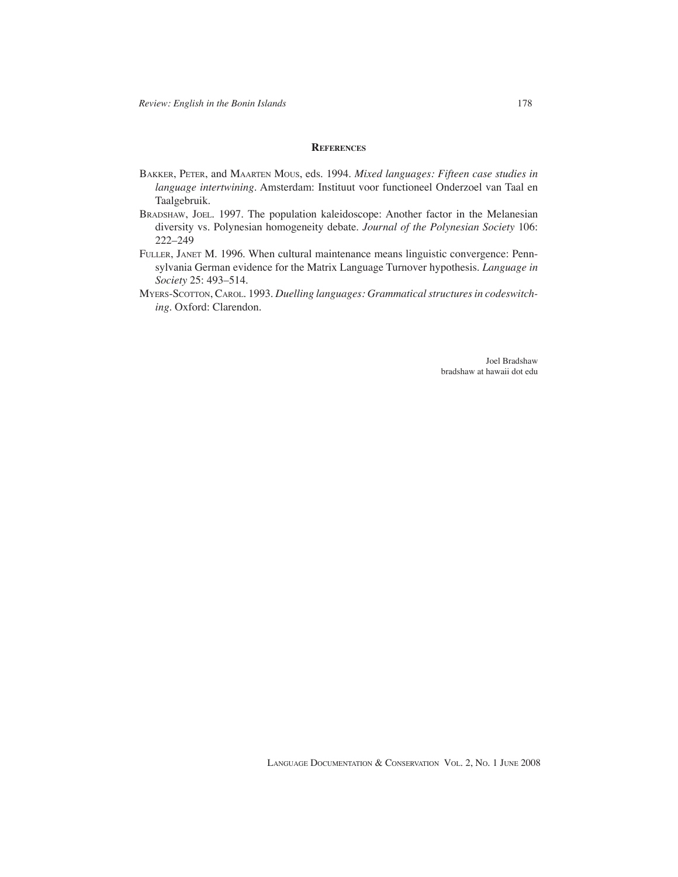## References

Bakker, Peter, and Maarten Mous, eds. 1994. *Mixed languages: Fifteen case studies in language intertwining*. Amsterdam: Instituut voor functioneel Onderzoel van Taal en Taalgebruik.

Bradshaw, Joel. 1997. The population kaleidoscope: Another factor in the Melanesian diversity vs. Polynesian homogeneity debate. *Journal of the Polynesian Society* 106: 222–249

Fuller, Janet M. 1996. When cultural maintenance means linguistic convergence: Pennsylvania German evidence for the Matrix Language Turnover hypothesis. *Language in Society* 25: 493–514.

Myers-Scotton, Carol. 1993. *Duelling languages: Grammatical structures in codeswitching*. Oxford: Clarendon.

Joel Bradshaw
bradshaw at hawaii dot edu